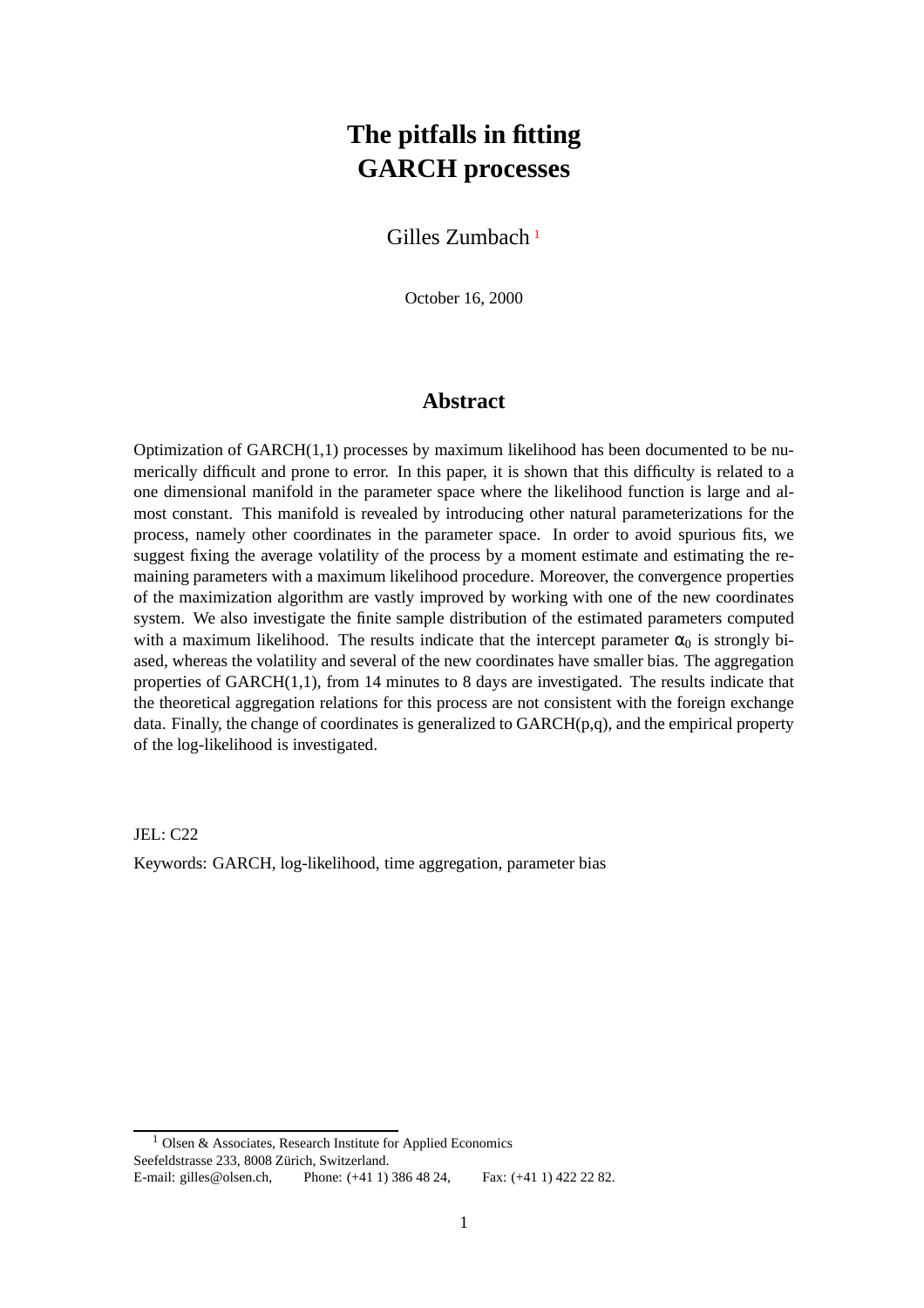# The pitfalls in fitting GARCH processes

Gilles Zumbach [1]

October 16, 2000

## Abstract

Optimization of GARCH(1,1) processes by maximum likelihood has been documented to be numerically difficult and prone to error. In this paper, it is shown that this difficulty is related to a one dimensional manifold in the parameter space where the likelihood function is large and almost constant. This manifold is revealed by introducing other natural parameterizations for the process, namely other coordinates in the parameter space. In order to avoid spurious fits, we suggest fixing the average volatility of the process by a moment estimate and estimating the remaining parameters with a maximum likelihood procedure. Moreover, the convergence properties of the maximization algorithm are vastly improved by working with one of the new coordinates system. We also investigate the finite sample distribution of the estimated parameters computed with a maximum likelihood. The results indicate that the intercept parameter $\alpha_0$ is strongly biased, whereas the volatility and several of the new coordinates have smaller bias. The aggregation properties of GARCH(1,1), from 14 minutes to 8 days are investigated. The results indicate that the theoretical aggregation relations for this process are not consistent with the foreign exchange data. Finally, the change of coordinates is generalized to GARCH(p,q), and the empirical property of the log-likelihood is investigated.

JEL: C22

Keywords: GARCH, log-likelihood, time aggregation, parameter bias

[1] Olsen & Associates, Research Institute for Applied Economics
Seefeldstrasse 233, 8008 Zürich, Switzerland.
E-mail: gilles@olsen.ch, Phone: (+41 1) 386 48 24, Fax: (+41 1) 422 22 82.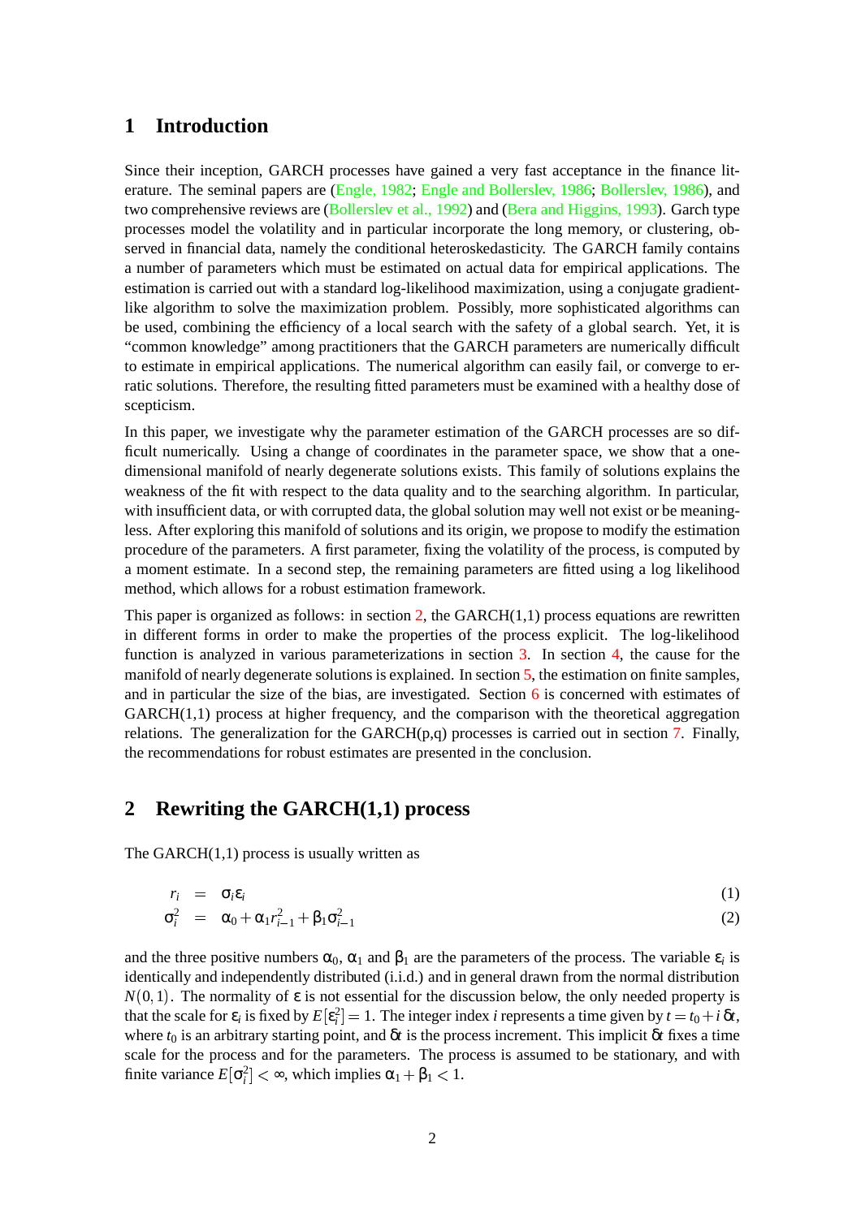## 1 Introduction

Since their inception, GARCH processes have gained a very fast acceptance in the finance literature. The seminal papers are (Engle, 1982; Engle and Bollerslev, 1986; Bollerslev, 1986), and two comprehensive reviews are (Bollerslev et al., 1992) and (Bera and Higgins, 1993). Garch type processes model the volatility and in particular incorporate the long memory, or clustering, observed in financial data, namely the conditional heteroskedasticity. The GARCH family contains a number of parameters which must be estimated on actual data for empirical applications. The estimation is carried out with a standard log-likelihood maximization, using a conjugate gradient-like algorithm to solve the maximization problem. Possibly, more sophisticated algorithms can be used, combining the efficiency of a local search with the safety of a global search. Yet, it is "common knowledge" among practitioners that the GARCH parameters are numerically difficult to estimate in empirical applications. The numerical algorithm can easily fail, or converge to erratic solutions. Therefore, the resulting fitted parameters must be examined with a healthy dose of scepticism.

In this paper, we investigate why the parameter estimation of the GARCH processes are so difficult numerically. Using a change of coordinates in the parameter space, we show that a one-dimensional manifold of nearly degenerate solutions exists. This family of solutions explains the weakness of the fit with respect to the data quality and to the searching algorithm. In particular, with insufficient data, or with corrupted data, the global solution may well not exist or be meaningless. After exploring this manifold of solutions and its origin, we propose to modify the estimation procedure of the parameters. A first parameter, fixing the volatility of the process, is computed by a moment estimate. In a second step, the remaining parameters are fitted using a log likelihood method, which allows for a robust estimation framework.

This paper is organized as follows: in section 2, the GARCH(1,1) process equations are rewritten in different forms in order to make the properties of the process explicit. The log-likelihood function is analyzed in various parameterizations in section 3. In section 4, the cause for the manifold of nearly degenerate solutions is explained. In section 5, the estimation on finite samples, and in particular the size of the bias, are investigated. Section 6 is concerned with estimates of GARCH(1,1) process at higher frequency, and the comparison with the theoretical aggregation relations. The generalization for the GARCH(p,q) processes is carried out in section 7. Finally, the recommendations for robust estimates are presented in the conclusion.

## 2 Rewriting the GARCH(1,1) process

The GARCH(1,1) process is usually written as

$$r_i = \sigma_i \varepsilon_i \tag{1}$$

$$\sigma_i^2 = \alpha_0 + \alpha_1 r_{i-1}^2 + \beta_1 \sigma_{i-1}^2 \tag{2}$$

and the three positive numbers $\alpha_0$, $\alpha_1$ and $\beta_1$ are the parameters of the process. The variable $\varepsilon_i$ is identically and independently distributed (i.i.d.) and in general drawn from the normal distribution $N(0,1)$. The normality of $\varepsilon$ is not essential for the discussion below, the only needed property is that the scale for $\varepsilon_i$ is fixed by $E[\varepsilon_i^2] = 1$. The integer index $i$ represents a time given by $t = t_0 + i\,\delta t$, where $t_0$ is an arbitrary starting point, and $\delta t$ is the process increment. This implicit $\delta t$ fixes a time scale for the process and for the parameters. The process is assumed to be stationary, and with finite variance $E[\sigma_i^2] < \infty$, which implies $\alpha_1 + \beta_1 < 1$.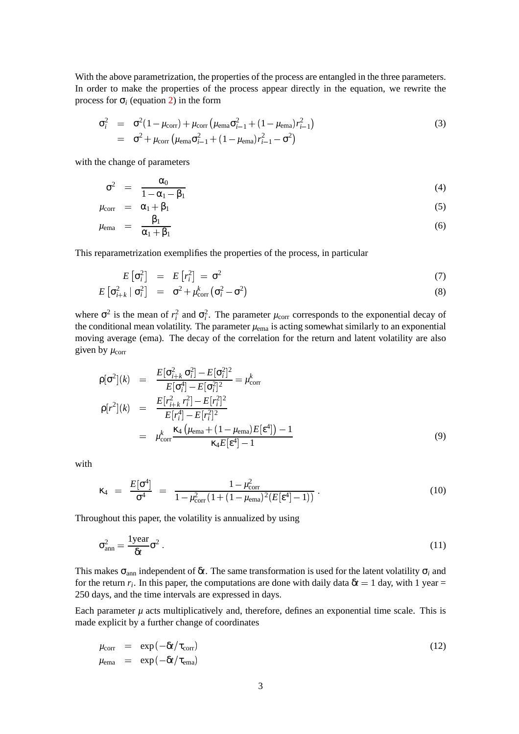With the above parametrization, the properties of the process are entangled in the three parameters. In order to make the properties of the process appear directly in the equation, we rewrite the process for $\sigma_i$ (equation 2) in the form

$$
\begin{aligned}
\sigma_i^2 &= \sigma^2(1-\mu_{\text{corr}}) + \mu_{\text{corr}}\left(\mu_{\text{ema}}\sigma_{i-1}^2 + (1-\mu_{\text{ema}})r_{i-1}^2\right) \\
&= \sigma^2 + \mu_{\text{corr}}\left(\mu_{\text{ema}}\sigma_{i-1}^2 + (1-\mu_{\text{ema}})r_{i-1}^2 - \sigma^2\right)
\end{aligned} \tag{3}
$$

with the change of parameters

$$
\sigma^2 = \frac{\alpha_0}{1-\alpha_1-\beta_1} \tag{4}
$$

$$
\mu_{\text{corr}} = \alpha_1 + \beta_1 \tag{5}
$$

$$
\mu_{\text{ema}} = \frac{\beta_1}{\alpha_1+\beta_1} \tag{6}
$$

This reparametrization exemplifies the properties of the process, in particular

$$
E\left[\sigma_i^2\right] = E\left[r_i^2\right] = \sigma^2 \tag{7}
$$

$$
E\left[\sigma_{i+k}^2 \mid \sigma_i^2\right] = \sigma^2 + \mu_{\text{corr}}^k\left(\sigma_i^2 - \sigma^2\right) \tag{8}
$$

where $\sigma^2$ is the mean of $r_i^2$ and $\sigma_i^2$. The parameter $\mu_{\text{corr}}$ corresponds to the exponential decay of the conditional mean volatility. The parameter $\mu_{\text{ema}}$ is acting somewhat similarly to an exponential moving average (ema). The decay of the correlation for the return and latent volatility are also given by $\mu_{\text{corr}}$

$$
\begin{aligned}
\rho[\sigma^2](k) &= \frac{E[\sigma_{i+k}^2\,\sigma_i^2] - E[\sigma_i^2]^2}{E[\sigma_i^4] - E[\sigma_i^2]^2} = \mu_{\text{corr}}^k \\
\rho[r^2](k) &= \frac{E[r_{i+k}^2\,r_i^2] - E[r_i^2]^2}{E[r_i^4] - E[r_i^2]^2} \\
&= \mu_{\text{corr}}^k \frac{\kappa_4\left(\mu_{\text{ema}} + (1-\mu_{\text{ema}})E[\varepsilon^4]\right) - 1}{\kappa_4 E[\varepsilon^4] - 1}
\end{aligned} \tag{9}
$$

with

$$
\kappa_4 = \frac{E[\sigma^4]}{\sigma^4} = \frac{1-\mu_{\text{corr}}^2}{1-\mu_{\text{corr}}^2\left(1+(1-\mu_{\text{ema}})^2(E[\varepsilon^4]-1)\right)}\,. \tag{10}
$$

Throughout this paper, the volatility is annualized by using

$$
\sigma_{\text{ann}}^2 = \frac{1\text{year}}{\delta t}\sigma^2\,. \tag{11}
$$

This makes $\sigma_{\text{ann}}$ independent of $\delta t$. The same transformation is used for the latent volatility $\sigma_i$ and for the return $r_i$. In this paper, the computations are done with daily data $\delta t = 1$ day, with 1 year = 250 days, and the time intervals are expressed in days.

Each parameter $\mu$ acts multiplicatively and, therefore, defines an exponential time scale. This is made explicit by a further change of coordinates

$$
\begin{aligned}
\mu_{\text{corr}} &= \exp(-\delta t/\tau_{\text{corr}}) \\
\mu_{\text{ema}} &= \exp(-\delta t/\tau_{\text{ema}})
\end{aligned} \tag{12}
$$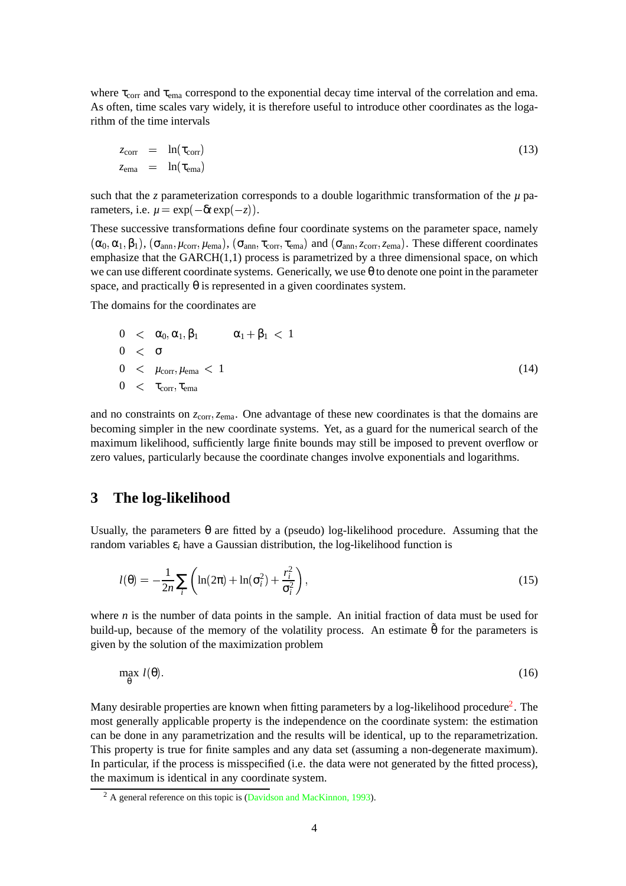where $\tau_{\text{corr}}$ and $\tau_{\text{ema}}$ correspond to the exponential decay time interval of the correlation and ema. As often, time scales vary widely, it is therefore useful to introduce other coordinates as the logarithm of the time intervals

$$
\begin{aligned}
z_{\text{corr}} &= \ln(\tau_{\text{corr}}) \\
z_{\text{ema}} &= \ln(\tau_{\text{ema}})
\end{aligned}
\tag{13}
$$

such that the $z$ parameterization corresponds to a double logarithmic transformation of the $\mu$ parameters, i.e. $\mu = \exp(-\delta t \exp(-z))$.

These successive transformations define four coordinate systems on the parameter space, namely $(\alpha_0, \alpha_1, \beta_1)$, $(\sigma_{\text{ann}}, \mu_{\text{corr}}, \mu_{\text{ema}})$, $(\sigma_{\text{ann}}, \tau_{\text{corr}}, \tau_{\text{ema}})$ and $(\sigma_{\text{ann}}, z_{\text{corr}}, z_{\text{ema}})$. These different coordinates emphasize that the GARCH(1,1) process is parametrized by a three dimensional space, on which we can use different coordinate systems. Generically, we use $\theta$ to denote one point in the parameter space, and practically $\theta$ is represented in a given coordinates system.

The domains for the coordinates are

$$
\begin{aligned}
0 &< \alpha_0, \alpha_1, \beta_1 \qquad \alpha_1 + \beta_1 < 1 \\
0 &< \sigma \\
0 &< \mu_{\text{corr}}, \mu_{\text{ema}} < 1 \\
0 &< \tau_{\text{corr}}, \tau_{\text{ema}}
\end{aligned}
\tag{14}
$$

and no constraints on $z_{\text{corr}}, z_{\text{ema}}$. One advantage of these new coordinates is that the domains are becoming simpler in the new coordinate systems. Yet, as a guard for the numerical search of the maximum likelihood, sufficiently large finite bounds may still be imposed to prevent overflow or zero values, particularly because the coordinate changes involve exponentials and logarithms.

## 3 The log-likelihood

Usually, the parameters $\theta$ are fitted by a (pseudo) log-likelihood procedure. Assuming that the random variables $\varepsilon_i$ have a Gaussian distribution, the log-likelihood function is

$$
l(\theta) = -\frac{1}{2n} \sum_i \left( \ln(2\pi) + \ln(\sigma_i^2) + \frac{r_i^2}{\sigma_i^2} \right),
\tag{15}
$$

where $n$ is the number of data points in the sample. An initial fraction of data must be used for build-up, because of the memory of the volatility process. An estimate $\tilde{\theta}$ for the parameters is given by the solution of the maximization problem

$$
\max_{\theta} \; l(\theta).
\tag{16}
$$

Many desirable properties are known when fitting parameters by a log-likelihood procedure[2]. The most generally applicable property is the independence on the coordinate system: the estimation can be done in any parametrization and the results will be identical, up to the reparametrization. This property is true for finite samples and any data set (assuming a non-degenerate maximum). In particular, if the process is misspecified (i.e. the data were not generated by the fitted process), the maximum is identical in any coordinate system.

[2] A general reference on this topic is (Davidson and MacKinnon, 1993).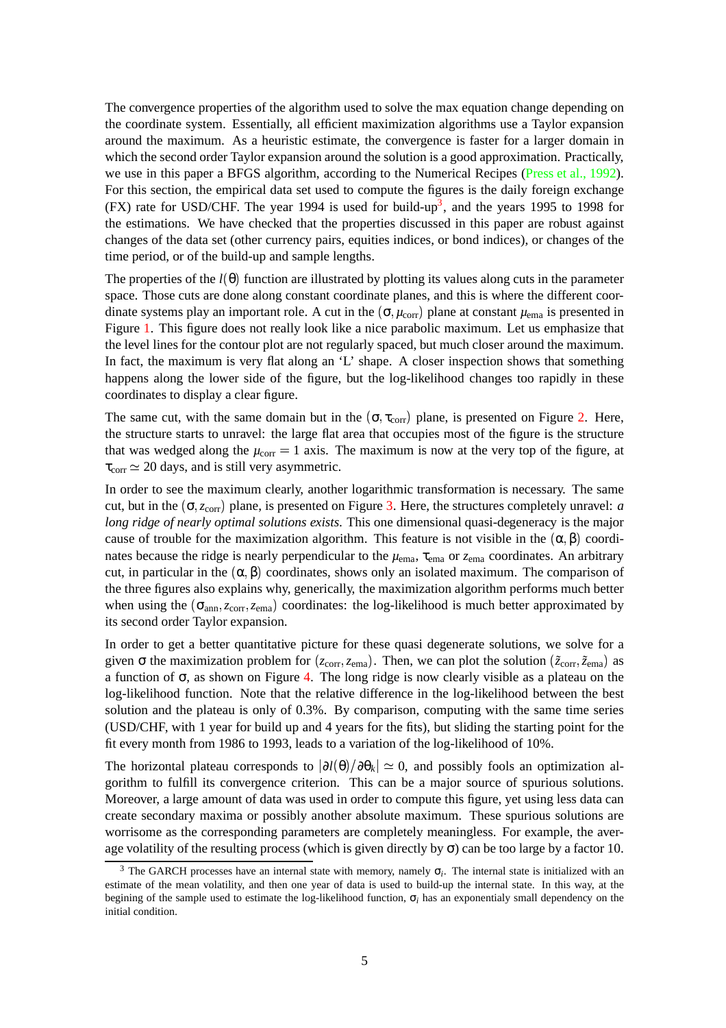The convergence properties of the algorithm used to solve the max equation change depending on the coordinate system. Essentially, all efficient maximization algorithms use a Taylor expansion around the maximum. As a heuristic estimate, the convergence is faster for a larger domain in which the second order Taylor expansion around the solution is a good approximation. Practically, we use in this paper a BFGS algorithm, according to the Numerical Recipes (Press et al., 1992). For this section, the empirical data set used to compute the figures is the daily foreign exchange (FX) rate for USD/CHF. The year 1994 is used for build-up[3], and the years 1995 to 1998 for the estimations. We have checked that the properties discussed in this paper are robust against changes of the data set (other currency pairs, equities indices, or bond indices), or changes of the time period, or of the build-up and sample lengths.

The properties of the $l(\theta)$ function are illustrated by plotting its values along cuts in the parameter space. Those cuts are done along constant coordinate planes, and this is where the different coordinate systems play an important role. A cut in the $(\sigma, \mu_{\text{corr}})$ plane at constant $\mu_{\text{ema}}$ is presented in Figure 1. This figure does not really look like a nice parabolic maximum. Let us emphasize that the level lines for the contour plot are not regularly spaced, but much closer around the maximum. In fact, the maximum is very flat along an 'L' shape. A closer inspection shows that something happens along the lower side of the figure, but the log-likelihood changes too rapidly in these coordinates to display a clear figure.

The same cut, with the same domain but in the $(\sigma, \tau_{\text{corr}})$ plane, is presented on Figure 2. Here, the structure starts to unravel: the large flat area that occupies most of the figure is the structure that was wedged along the $\mu_{\text{corr}} = 1$ axis. The maximum is now at the very top of the figure, at $\tau_{\text{corr}} \simeq 20$ days, and is still very asymmetric.

In order to see the maximum clearly, another logarithmic transformation is necessary. The same cut, but in the $(\sigma, z_{\text{corr}})$ plane, is presented on Figure 3. Here, the structures completely unravel: *a long ridge of nearly optimal solutions exists.* This one dimensional quasi-degeneracy is the major cause of trouble for the maximization algorithm. This feature is not visible in the $(\alpha, \beta)$ coordinates because the ridge is nearly perpendicular to the $\mu_{\text{ema}}$, $\tau_{\text{ema}}$ or $z_{\text{ema}}$ coordinates. An arbitrary cut, in particular in the $(\alpha, \beta)$ coordinates, shows only an isolated maximum. The comparison of the three figures also explains why, generically, the maximization algorithm performs much better when using the $(\sigma_{\text{ann}}, z_{\text{corr}}, z_{\text{ema}})$ coordinates: the log-likelihood is much better approximated by its second order Taylor expansion.

In order to get a better quantitative picture for these quasi degenerate solutions, we solve for a given $\sigma$ the maximization problem for $(z_{\text{corr}}, z_{\text{ema}})$. Then, we can plot the solution $(\tilde{z}_{\text{corr}}, \tilde{z}_{\text{ema}})$ as a function of $\sigma$, as shown on Figure 4. The long ridge is now clearly visible as a plateau on the log-likelihood function. Note that the relative difference in the log-likelihood between the best solution and the plateau is only of 0.3%. By comparison, computing with the same time series (USD/CHF, with 1 year for build up and 4 years for the fits), but sliding the starting point for the fit every month from 1986 to 1993, leads to a variation of the log-likelihood of 10%.

The horizontal plateau corresponds to $|\partial l(\theta)/\partial\theta_k| \simeq 0$, and possibly fools an optimization algorithm to fulfill its convergence criterion. This can be a major source of spurious solutions. Moreover, a large amount of data was used in order to compute this figure, yet using less data can create secondary maxima or possibly another absolute maximum. These spurious solutions are worrisome as the corresponding parameters are completely meaningless. For example, the average volatility of the resulting process (which is given directly by $\sigma$) can be too large by a factor 10.

[3] The GARCH processes have an internal state with memory, namely $\sigma_i$. The internal state is initialized with an estimate of the mean volatility, and then one year of data is used to build-up the internal state. In this way, at the begining of the sample used to estimate the log-likelihood function, $\sigma_i$ has an exponentialy small dependency on the initial condition.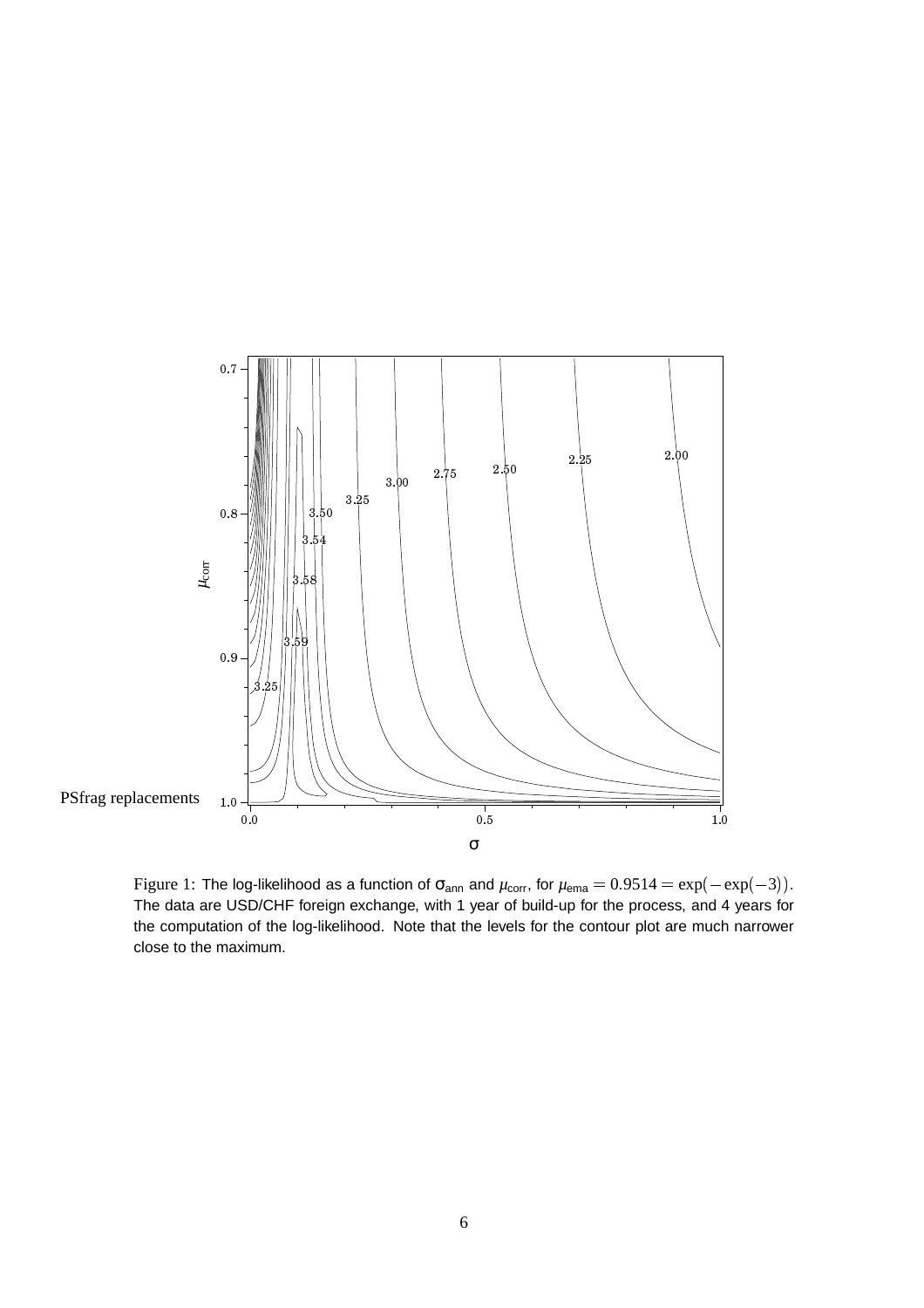Figure 1: The log-likelihood as a function of $\sigma_{\text{ann}}$ and $\mu_{\text{corr}}$, for $\mu_{\text{ema}} = 0.9514 = \exp(-\exp(-3))$. The data are USD/CHF foreign exchange, with 1 year of build-up for the process, and 4 years for the computation of the log-likelihood. Note that the levels for the contour plot are much narrower close to the maximum.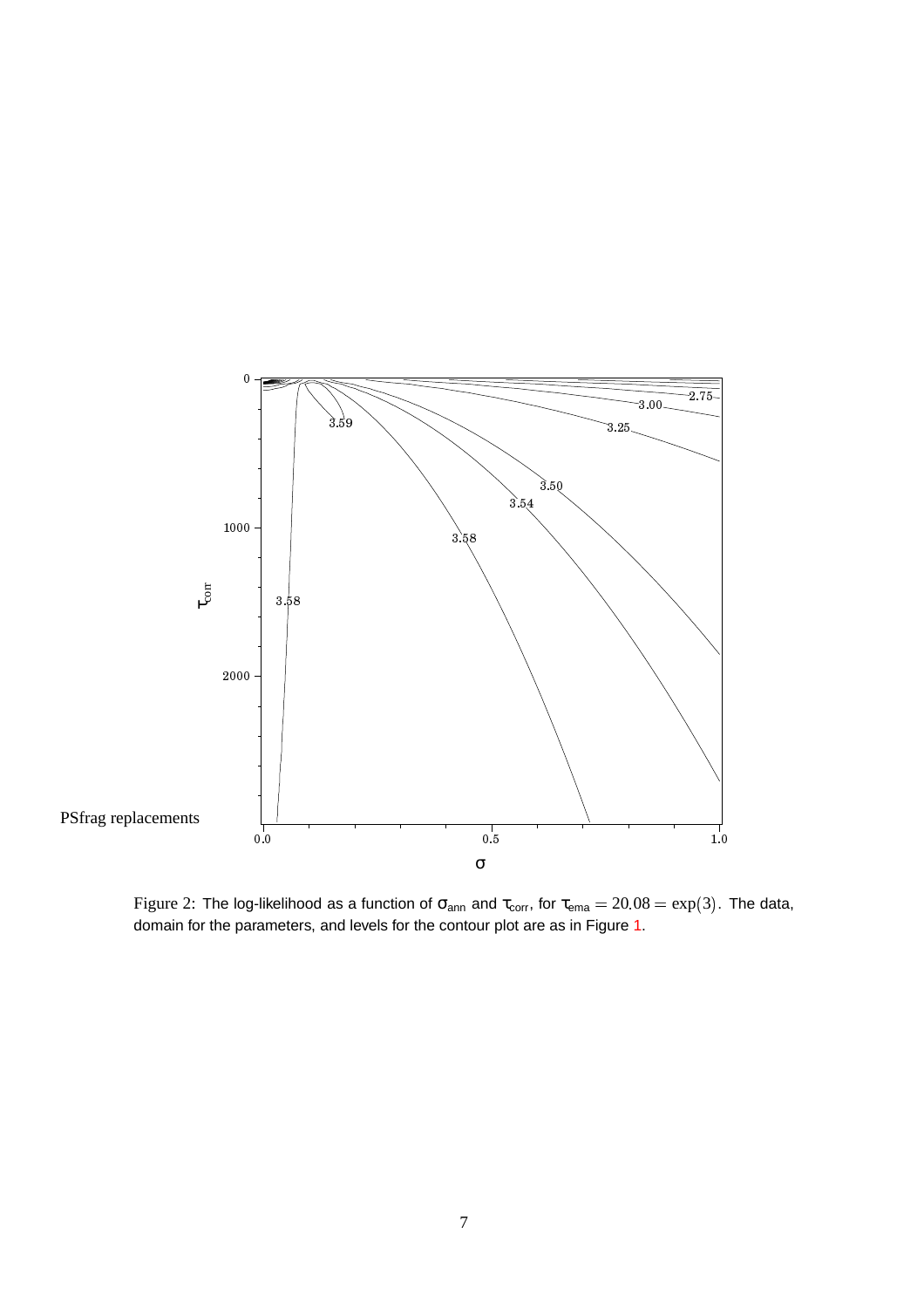Figure 2: The log-likelihood as a function of $\sigma_{\text{ann}}$ and $\tau_{\text{corr}}$, for $\tau_{\text{ema}} = 20.08 = \exp(3)$. The data, domain for the parameters, and levels for the contour plot are as in Figure 1.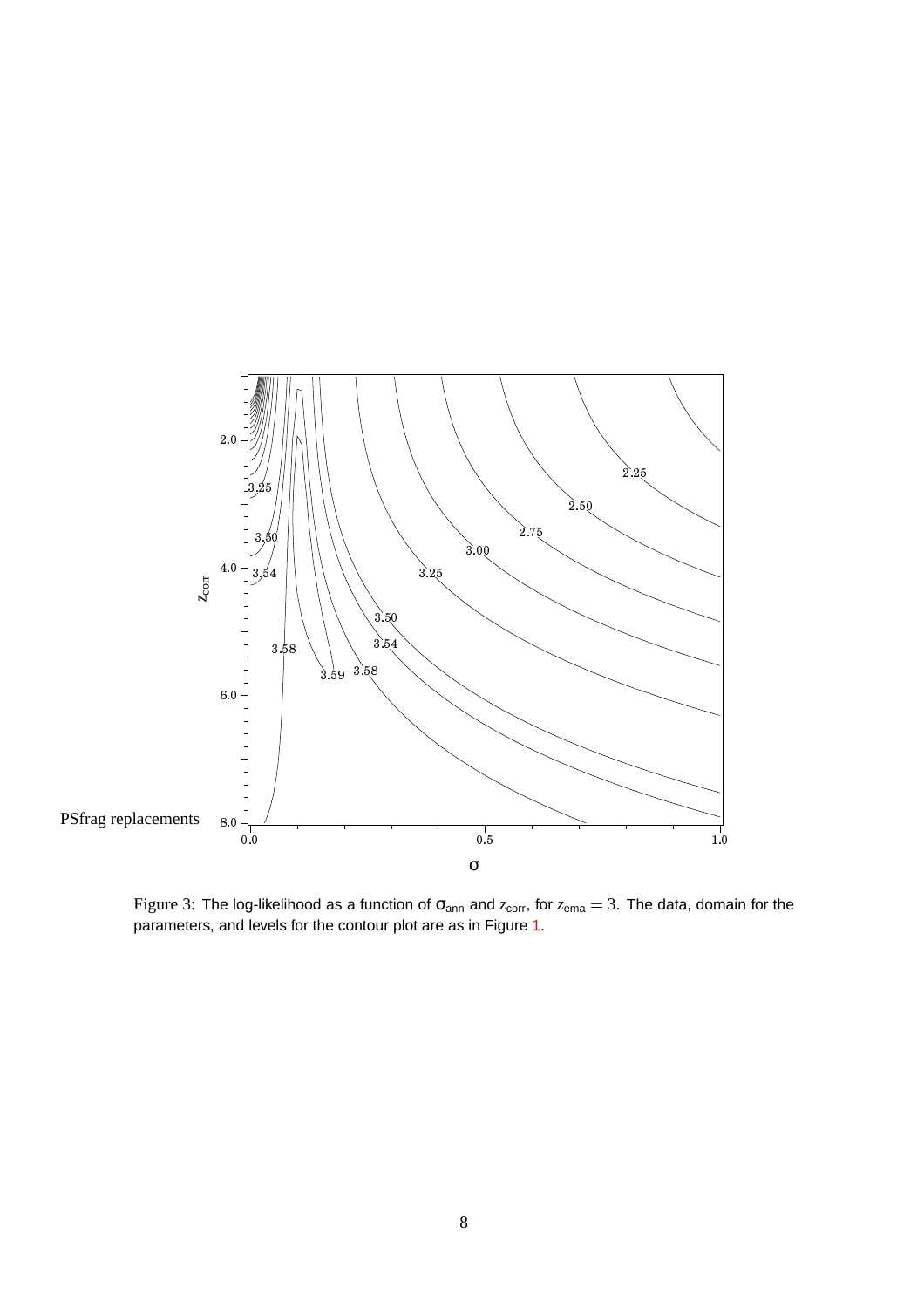Figure 3: The log-likelihood as a function of $\sigma_{\text{ann}}$ and $z_{\text{corr}}$, for $z_{\text{ema}} = 3$. The data, domain for the parameters, and levels for the contour plot are as in Figure 1.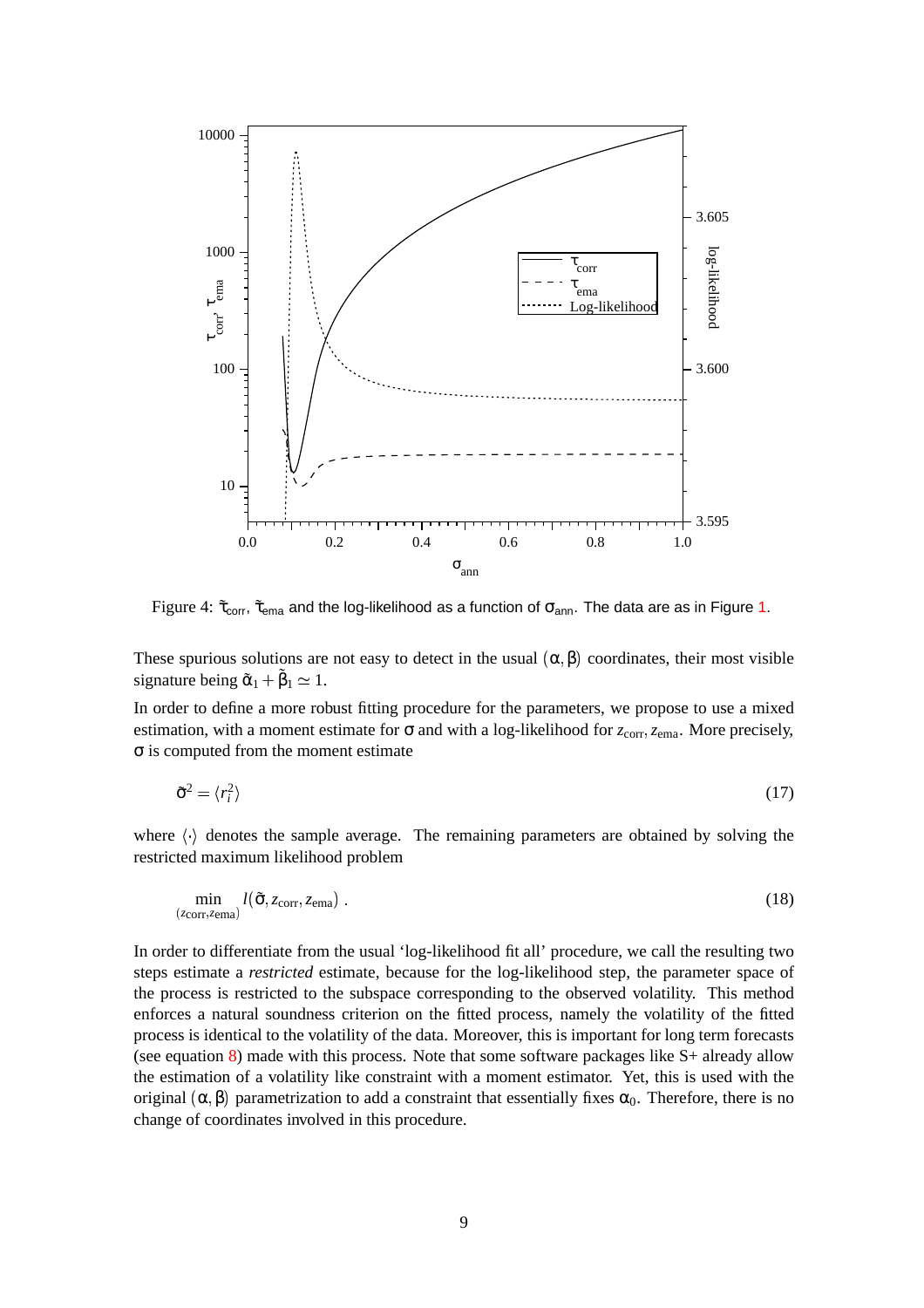Figure 4: $\tilde{\tau}_{\text{corr}}$, $\tilde{\tau}_{\text{ema}}$ and the log-likelihood as a function of $\sigma_{\text{ann}}$. The data are as in Figure 1.

These spurious solutions are not easy to detect in the usual $(\alpha, \beta)$ coordinates, their most visible signature being $\tilde{\alpha}_1 + \tilde{\beta}_1 \simeq 1$.

In order to define a more robust fitting procedure for the parameters, we propose to use a mixed estimation, with a moment estimate for $\sigma$ and with a log-likelihood for $z_{\text{corr}}, z_{\text{ema}}$. More precisely, $\sigma$ is computed from the moment estimate

$$\tilde{\sigma}^2 = \langle r_i^2 \rangle \tag{17}$$

where $\langle \cdot \rangle$ denotes the sample average. The remaining parameters are obtained by solving the restricted maximum likelihood problem

$$\min_{(z_{\text{corr}}, z_{\text{ema}})} l(\tilde{\sigma}, z_{\text{corr}}, z_{\text{ema}}) \,. \tag{18}$$

In order to differentiate from the usual 'log-likelihood fit all' procedure, we call the resulting two steps estimate a *restricted* estimate, because for the log-likelihood step, the parameter space of the process is restricted to the subspace corresponding to the observed volatility. This method enforces a natural soundness criterion on the fitted process, namely the volatility of the fitted process is identical to the volatility of the data. Moreover, this is important for long term forecasts (see equation 8) made with this process. Note that some software packages like S+ already allow the estimation of a volatility like constraint with a moment estimator. Yet, this is used with the original $(\alpha, \beta)$ parametrization to add a constraint that essentially fixes $\alpha_0$. Therefore, there is no change of coordinates involved in this procedure.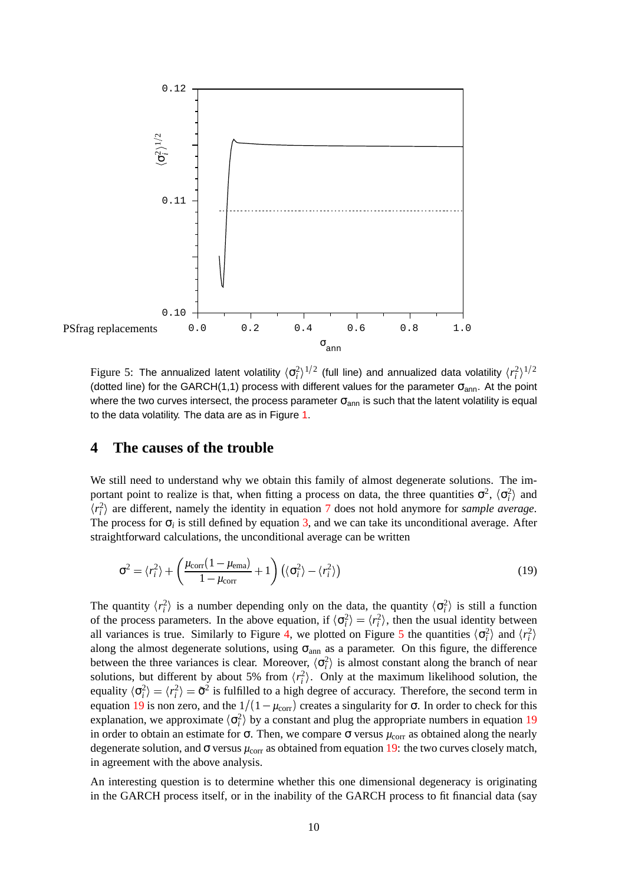Figure 5: The annualized latent volatility $\langle \sigma_i^2 \rangle^{1/2}$ (full line) and annualized data volatility $\langle r_i^2 \rangle^{1/2}$ (dotted line) for the GARCH(1,1) process with different values for the parameter $\sigma_{\text{ann}}$. At the point where the two curves intersect, the process parameter $\sigma_{\text{ann}}$ is such that the latent volatility is equal to the data volatility. The data are as in Figure 1.

## 4 The causes of the trouble

We still need to understand why we obtain this family of almost degenerate solutions. The important point to realize is that, when fitting a process on data, the three quantities $\sigma^2$, $\langle \sigma_i^2 \rangle$ and $\langle r_i^2 \rangle$ are different, namely the identity in equation 7 does not hold anymore for *sample average*. The process for $\sigma_i$ is still defined by equation 3, and we can take its unconditional average. After straightforward calculations, the unconditional average can be written

$$\sigma^2 = \langle r_i^2 \rangle + \left( \frac{\mu_{\text{corr}}(1-\mu_{\text{ema}})}{1-\mu_{\text{corr}}} + 1 \right) \left( \langle \sigma_i^2 \rangle - \langle r_i^2 \rangle \right) \tag{19}$$

The quantity $\langle r_i^2 \rangle$ is a number depending only on the data, the quantity $\langle \sigma_i^2 \rangle$ is still a function of the process parameters. In the above equation, if $\langle \sigma_i^2 \rangle = \langle r_i^2 \rangle$, then the usual identity between all variances is true. Similarly to Figure 4, we plotted on Figure 5 the quantities $\langle \sigma_i^2 \rangle$ and $\langle r_i^2 \rangle$ along the almost degenerate solutions, using $\sigma_{\text{ann}}$ as a parameter. On this figure, the difference between the three variances is clear. Moreover, $\langle \sigma_i^2 \rangle$ is almost constant along the branch of near solutions, but different by about 5% from $\langle r_i^2 \rangle$. Only at the maximum likelihood solution, the equality $\langle \sigma_i^2 \rangle = \langle r_i^2 \rangle = \tilde{\sigma}^2$ is fulfilled to a high degree of accuracy. Therefore, the second term in equation 19 is non zero, and the $1/(1-\mu_{\text{corr}})$ creates a singularity for $\sigma$. In order to check for this explanation, we approximate $\langle \sigma_i^2 \rangle$ by a constant and plug the appropriate numbers in equation 19 in order to obtain an estimate for $\sigma$. Then, we compare $\sigma$ versus $\mu_{\text{corr}}$ as obtained along the nearly degenerate solution, and $\sigma$ versus $\mu_{\text{corr}}$ as obtained from equation 19: the two curves closely match, in agreement with the above analysis.

An interesting question is to determine whether this one dimensional degeneracy is originating in the GARCH process itself, or in the inability of the GARCH process to fit financial data (say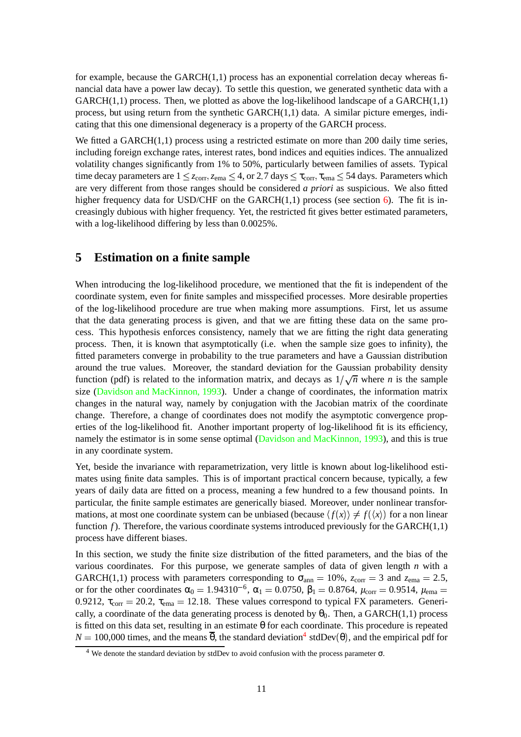for example, because the GARCH(1,1) process has an exponential correlation decay whereas financial data have a power law decay). To settle this question, we generated synthetic data with a GARCH(1,1) process. Then, we plotted as above the log-likelihood landscape of a GARCH(1,1) process, but using return from the synthetic GARCH(1,1) data. A similar picture emerges, indicating that this one dimensional degeneracy is a property of the GARCH process.

We fitted a GARCH(1,1) process using a restricted estimate on more than 200 daily time series, including foreign exchange rates, interest rates, bond indices and equities indices. The annualized volatility changes significantly from 1% to 50%, particularly between families of assets. Typical time decay parameters are $1 \leq z_{\mathrm{corr}}, z_{\mathrm{ema}} \leq 4$, or 2.7 days $\leq \tau_{\mathrm{corr}}, \tau_{\mathrm{ema}} \leq 54$ days. Parameters which are very different from those ranges should be considered *a priori* as suspicious. We also fitted higher frequency data for USD/CHF on the GARCH(1,1) process (see section 6). The fit is increasingly dubious with higher frequency. Yet, the restricted fit gives better estimated parameters, with a log-likelihood differing by less than 0.0025%.

## 5 Estimation on a finite sample

When introducing the log-likelihood procedure, we mentioned that the fit is independent of the coordinate system, even for finite samples and misspecified processes. More desirable properties of the log-likelihood procedure are true when making more assumptions. First, let us assume that the data generating process is given, and that we are fitting these data on the same process. This hypothesis enforces consistency, namely that we are fitting the right data generating process. Then, it is known that asymptotically (i.e. when the sample size goes to infinity), the fitted parameters converge in probability to the true parameters and have a Gaussian distribution around the true values. Moreover, the standard deviation for the Gaussian probability density function (pdf) is related to the information matrix, and decays as $1/\sqrt{n}$ where $n$ is the sample size (Davidson and MacKinnon, 1993). Under a change of coordinates, the information matrix changes in the natural way, namely by conjugation with the Jacobian matrix of the coordinate change. Therefore, a change of coordinates does not modify the asymptotic convergence properties of the log-likelihood fit. Another important property of log-likelihood fit is its efficiency, namely the estimator is in some sense optimal (Davidson and MacKinnon, 1993), and this is true in any coordinate system.

Yet, beside the invariance with reparametrization, very little is known about log-likelihood estimates using finite data samples. This is of important practical concern because, typically, a few years of daily data are fitted on a process, meaning a few hundred to a few thousand points. In particular, the finite sample estimates are generically biased. Moreover, under nonlinear transformations, at most one coordinate system can be unbiased (because $\langle f(x) \rangle \neq f(\langle x \rangle)$ for a non linear function $f$). Therefore, the various coordinate systems introduced previously for the GARCH(1,1) process have different biases.

In this section, we study the finite size distribution of the fitted parameters, and the bias of the various coordinates. For this purpose, we generate samples of data of given length $n$ with a GARCH(1,1) process with parameters corresponding to $\sigma_{\mathrm{ann}} = 10\%$, $z_{\mathrm{corr}} = 3$ and $z_{\mathrm{ema}} = 2.5$, or for the other coordinates $\alpha_0 = 1.94310^{-6}$, $\alpha_1 = 0.0750$, $\beta_1 = 0.8764$, $\mu_{\mathrm{corr}} = 0.9514$, $\mu_{\mathrm{ema}} = 0.9212$, $\tau_{\mathrm{corr}} = 20.2$, $\tau_{\mathrm{ema}} = 12.18$. These values correspond to typical FX parameters. Generically, a coordinate of the data generating process is denoted by $\theta_0$. Then, a GARCH(1,1) process is fitted on this data set, resulting in an estimate $\theta$ for each coordinate. This procedure is repeated $N = 100{,}000$ times, and the means $\overline{\theta}$, the standard deviation[4] stdDev($\theta$), and the empirical pdf for

[4] We denote the standard deviation by stdDev to avoid confusion with the process parameter $\sigma$.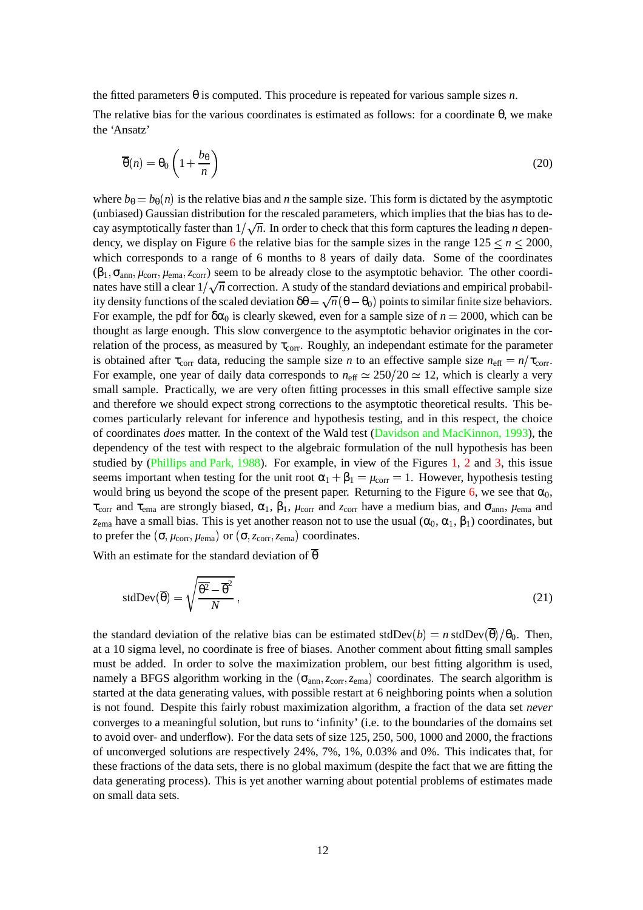the fitted parameters $\theta$ is computed. This procedure is repeated for various sample sizes $n$.

The relative bias for the various coordinates is estimated as follows: for a coordinate $\theta$, we make the 'Ansatz'

$$\overline{\theta}(n) = \theta_0 \left(1 + \frac{b_\theta}{n}\right) \tag{20}$$

where $b_\theta = b_\theta(n)$ is the relative bias and $n$ the sample size. This form is dictated by the asymptotic (unbiased) Gaussian distribution for the rescaled parameters, which implies that the bias has to decay asymptotically faster than $1/\sqrt{n}$. In order to check that this form captures the leading $n$ dependency, we display on Figure 6 the relative bias for the sample sizes in the range $125 \leq n \leq 2000$, which corresponds to a range of 6 months to 8 years of daily data. Some of the coordinates $(\beta_1, \sigma_{\text{ann}}, \mu_{\text{corr}}, \mu_{\text{ema}}, z_{\text{corr}})$ seem to be already close to the asymptotic behavior. The other coordinates have still a clear $1/\sqrt{n}$ correction. A study of the standard deviations and empirical probability density functions of the scaled deviation $\delta\theta = \sqrt{n}(\theta - \theta_0)$ points to similar finite size behaviors. For example, the pdf for $\delta\alpha_0$ is clearly skewed, even for a sample size of $n = 2000$, which can be thought as large enough. This slow convergence to the asymptotic behavior originates in the correlation of the process, as measured by $\tau_{\text{corr}}$. Roughly, an independant estimate for the parameter is obtained after $\tau_{\text{corr}}$ data, reducing the sample size $n$ to an effective sample size $n_{\text{eff}} = n/\tau_{\text{corr}}$. For example, one year of daily data corresponds to $n_{\text{eff}} \simeq 250/20 \simeq 12$, which is clearly a very small sample. Practically, we are very often fitting processes in this small effective sample size and therefore we should expect strong corrections to the asymptotic theoretical results. This becomes particularly relevant for inference and hypothesis testing, and in this respect, the choice of coordinates *does* matter. In the context of the Wald test (Davidson and MacKinnon, 1993), the dependency of the test with respect to the algebraic formulation of the null hypothesis has been studied by (Phillips and Park, 1988). For example, in view of the Figures 1, 2 and 3, this issue seems important when testing for the unit root $\alpha_1 + \beta_1 = \mu_{\text{corr}} = 1$. However, hypothesis testing would bring us beyond the scope of the present paper. Returning to the Figure 6, we see that $\alpha_0$, $\tau_{\text{corr}}$ and $\tau_{\text{ema}}$ are strongly biased, $\alpha_1$, $\beta_1$, $\mu_{\text{corr}}$ and $z_{\text{corr}}$ have a medium bias, and $\sigma_{\text{ann}}$, $\mu_{\text{ema}}$ and $z_{\text{ema}}$ have a small bias. This is yet another reason not to use the usual $(\alpha_0, \alpha_1, \beta_1)$ coordinates, but to prefer the $(\sigma, \mu_{\text{corr}}, \mu_{\text{ema}})$ or $(\sigma, z_{\text{corr}}, z_{\text{ema}})$ coordinates.

With an estimate for the standard deviation of $\overline{\theta}$

$$\text{stdDev}(\overline{\theta}) = \sqrt{\frac{\overline{\theta^2} - \overline{\theta}^2}{N}}\,, \tag{21}$$

the standard deviation of the relative bias can be estimated $\text{stdDev}(b) = n\,\text{stdDev}(\overline{\theta})/\theta_0$. Then, at a 10 sigma level, no coordinate is free of biases. Another comment about fitting small samples must be added. In order to solve the maximization problem, our best fitting algorithm is used, namely a BFGS algorithm working in the $(\sigma_{\text{ann}}, z_{\text{corr}}, z_{\text{ema}})$ coordinates. The search algorithm is started at the data generating values, with possible restart at 6 neighboring points when a solution is not found. Despite this fairly robust maximization algorithm, a fraction of the data set *never* converges to a meaningful solution, but runs to 'infinity' (i.e. to the boundaries of the domains set to avoid over- and underflow). For the data sets of size 125, 250, 500, 1000 and 2000, the fractions of unconverged solutions are respectively 24%, 7%, 1%, 0.03% and 0%. This indicates that, for these fractions of the data sets, there is no global maximum (despite the fact that we are fitting the data generating process). This is yet another warning about potential problems of estimates made on small data sets.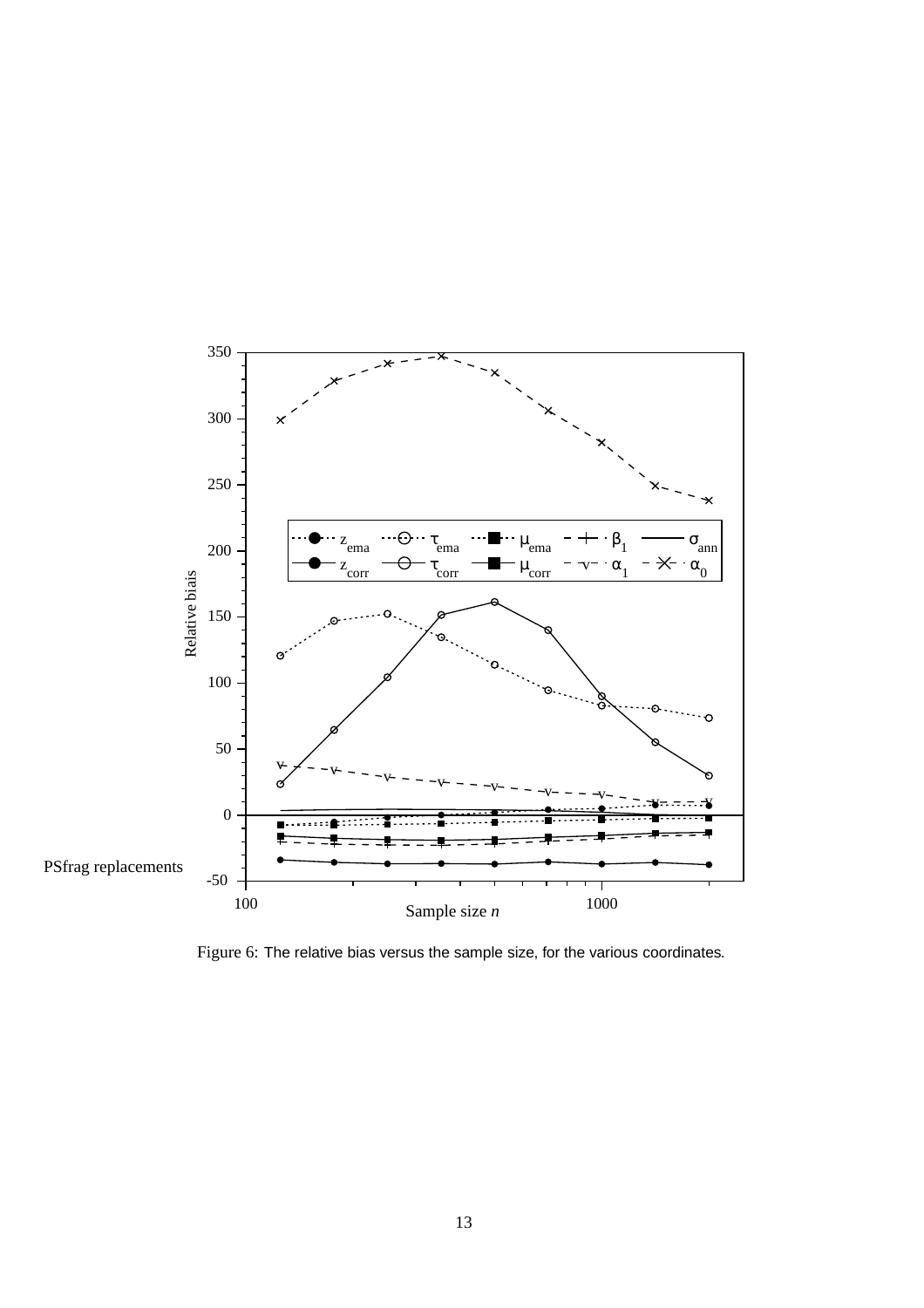Figure 6: The relative bias versus the sample size, for the various coordinates.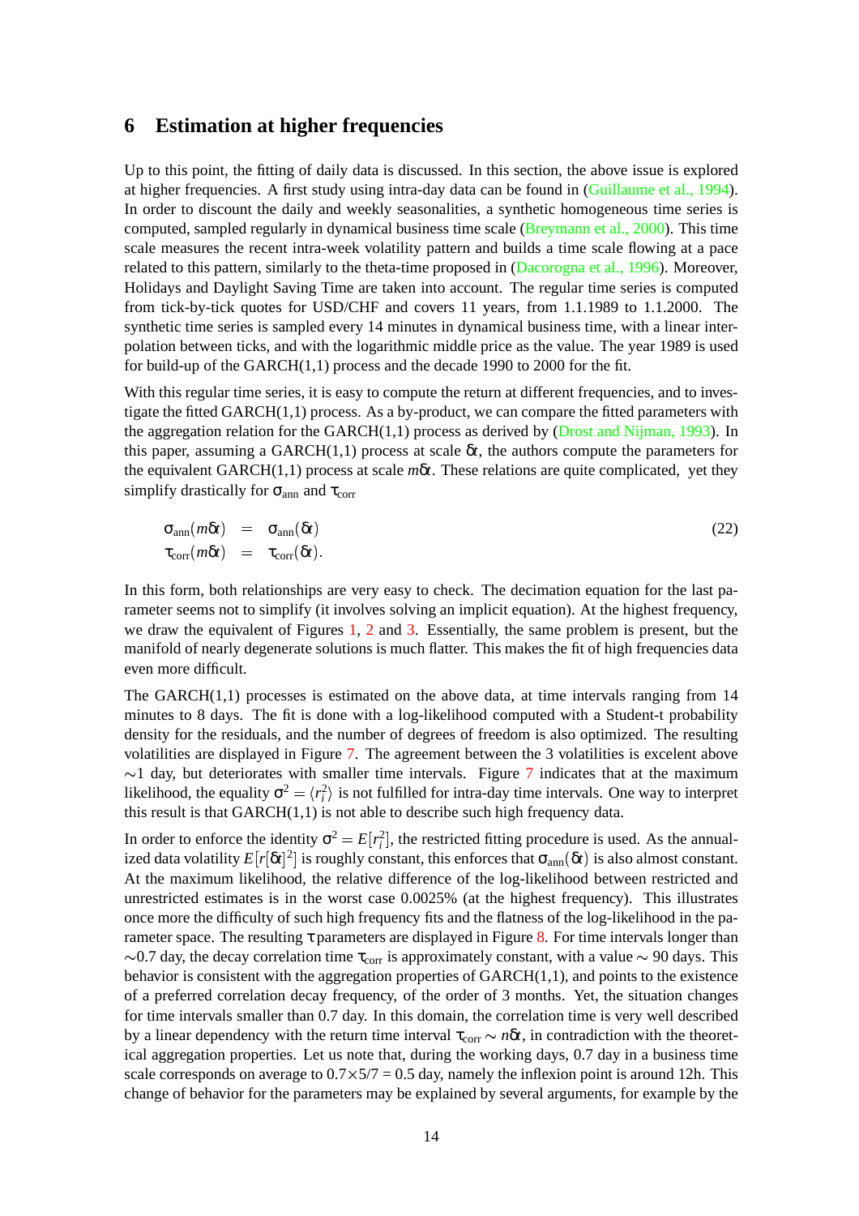## 6 Estimation at higher frequencies

Up to this point, the fitting of daily data is discussed. In this section, the above issue is explored at higher frequencies. A first study using intra-day data can be found in (Guillaume et al., 1994). In order to discount the daily and weekly seasonalities, a synthetic homogeneous time series is computed, sampled regularly in dynamical business time scale (Breymann et al., 2000). This time scale measures the recent intra-week volatility pattern and builds a time scale flowing at a pace related to this pattern, similarly to the theta-time proposed in (Dacorogna et al., 1996). Moreover, Holidays and Daylight Saving Time are taken into account. The regular time series is computed from tick-by-tick quotes for USD/CHF and covers 11 years, from 1.1.1989 to 1.1.2000. The synthetic time series is sampled every 14 minutes in dynamical business time, with a linear interpolation between ticks, and with the logarithmic middle price as the value. The year 1989 is used for build-up of the GARCH(1,1) process and the decade 1990 to 2000 for the fit.

With this regular time series, it is easy to compute the return at different frequencies, and to investigate the fitted GARCH(1,1) process. As a by-product, we can compare the fitted parameters with the aggregation relation for the GARCH(1,1) process as derived by (Drost and Nijman, 1993). In this paper, assuming a GARCH(1,1) process at scale $\delta t$, the authors compute the parameters for the equivalent GARCH(1,1) process at scale $m\delta t$. These relations are quite complicated, yet they simplify drastically for $\sigma_{\text{ann}}$ and $\tau_{\text{corr}}$

$$
\begin{aligned}
\sigma_{\text{ann}}(m\delta t) &= \sigma_{\text{ann}}(\delta t) \\
\tau_{\text{corr}}(m\delta t) &= \tau_{\text{corr}}(\delta t).
\end{aligned}
\tag{22}
$$

In this form, both relationships are very easy to check. The decimation equation for the last parameter seems not to simplify (it involves solving an implicit equation). At the highest frequency, we draw the equivalent of Figures 1, 2 and 3. Essentially, the same problem is present, but the manifold of nearly degenerate solutions is much flatter. This makes the fit of high frequencies data even more difficult.

The GARCH(1,1) processes is estimated on the above data, at time intervals ranging from 14 minutes to 8 days. The fit is done with a log-likelihood computed with a Student-t probability density for the residuals, and the number of degrees of freedom is also optimized. The resulting volatilities are displayed in Figure 7. The agreement between the 3 volatilities is excelent above $\sim$1 day, but deteriorates with smaller time intervals. Figure 7 indicates that at the maximum likelihood, the equality $\sigma^2 = \langle r_i^2 \rangle$ is not fulfilled for intra-day time intervals. One way to interpret this result is that GARCH(1,1) is not able to describe such high frequency data.

In order to enforce the identity $\sigma^2 = E[r_i^2]$, the restricted fitting procedure is used. As the annualized data volatility $E[r[\delta t]^2]$ is roughly constant, this enforces that $\sigma_{\text{ann}}(\delta t)$ is also almost constant. At the maximum likelihood, the relative difference of the log-likelihood between restricted and unrestricted estimates is in the worst case 0.0025% (at the highest frequency). This illustrates once more the difficulty of such high frequency fits and the flatness of the log-likelihood in the parameter space. The resulting $\tau$ parameters are displayed in Figure 8. For time intervals longer than $\sim$0.7 day, the decay correlation time $\tau_{\text{corr}}$ is approximately constant, with a value $\sim$ 90 days. This behavior is consistent with the aggregation properties of GARCH(1,1), and points to the existence of a preferred correlation decay frequency, of the order of 3 months. Yet, the situation changes for time intervals smaller than 0.7 day. In this domain, the correlation time is very well described by a linear dependency with the return time interval $\tau_{\text{corr}} \sim n\delta t$, in contradiction with the theoretical aggregation properties. Let us note that, during the working days, 0.7 day in a business time scale corresponds on average to $0.7\times 5/7 = 0.5$ day, namely the inflexion point is around 12h. This change of behavior for the parameters may be explained by several arguments, for example by the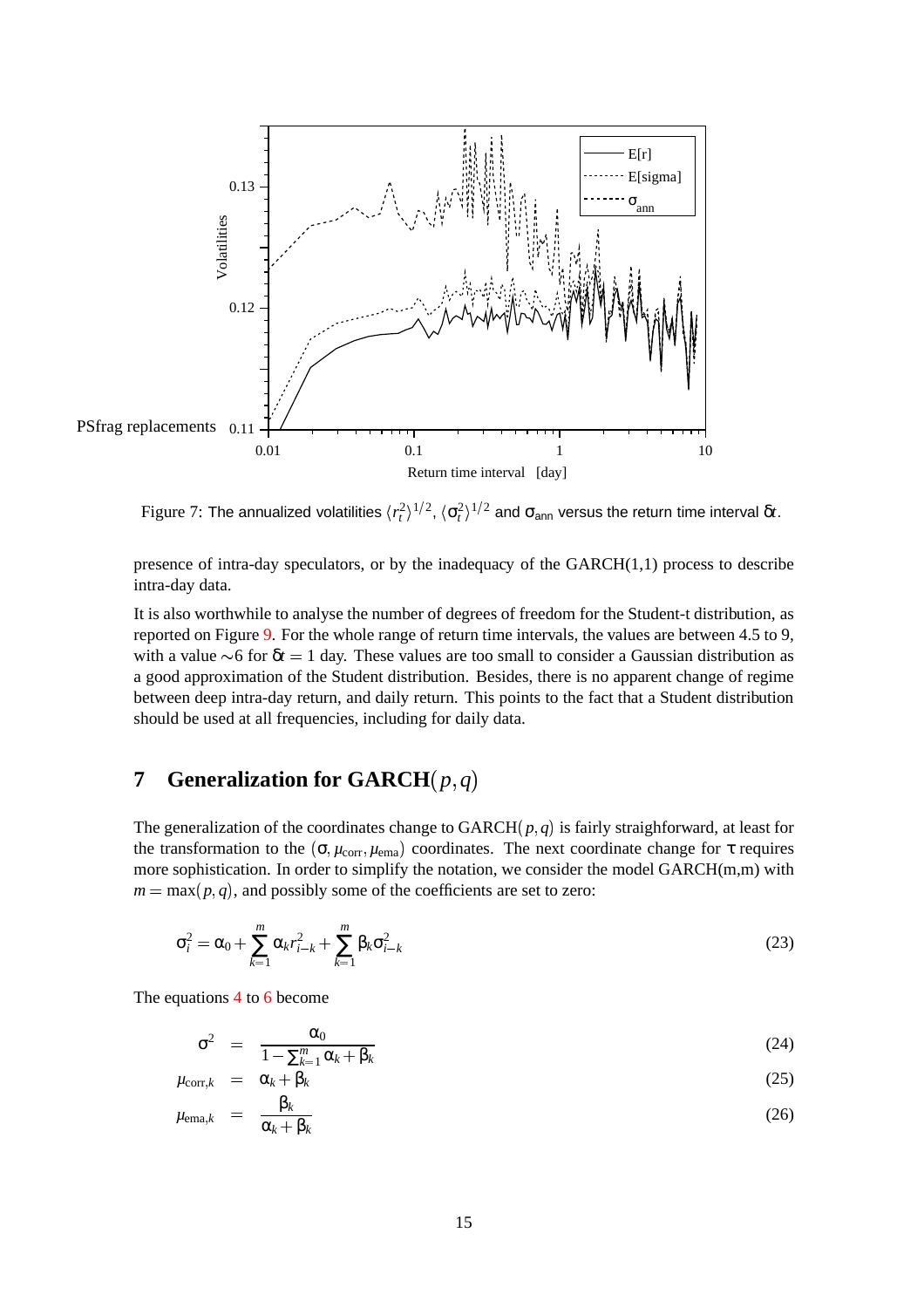Figure 7: The annualized volatilities $\langle r_t^2 \rangle^{1/2}$, $\langle \sigma_t^2 \rangle^{1/2}$ and $\sigma_{\text{ann}}$ versus the return time interval $\delta t$.

presence of intra-day speculators, or by the inadequacy of the GARCH(1,1) process to describe intra-day data.

It is also worthwhile to analyse the number of degrees of freedom for the Student-t distribution, as reported on Figure 9. For the whole range of return time intervals, the values are between 4.5 to 9, with a value $\sim 6$ for $\delta t = 1$ day. These values are too small to consider a Gaussian distribution as a good approximation of the Student distribution. Besides, there is no apparent change of regime between deep intra-day return, and daily return. This points to the fact that a Student distribution should be used at all frequencies, including for daily data.

## 7 Generalization for GARCH$(p,q)$

The generalization of the coordinates change to GARCH$(p,q)$ is fairly straighforward, at least for the transformation to the $(\sigma, \mu_{\text{corr}}, \mu_{\text{ema}})$ coordinates. The next coordinate change for $\tau$ requires more sophistication. In order to simplify the notation, we consider the model GARCH(m,m) with $m = \max(p,q)$, and possibly some of the coefficients are set to zero:

$$\sigma_i^2 = \alpha_0 + \sum_{k=1}^{m} \alpha_k r_{i-k}^2 + \sum_{k=1}^{m} \beta_k \sigma_{i-k}^2 \tag{23}$$

The equations 4 to 6 become

$$\sigma^2 = \frac{\alpha_0}{1 - \sum_{k=1}^{m} \alpha_k + \beta_k} \tag{24}$$

$$\mu_{\text{corr},k} = \alpha_k + \beta_k \tag{25}$$

$$\mu_{\text{ema},k} = \frac{\beta_k}{\alpha_k + \beta_k} \tag{26}$$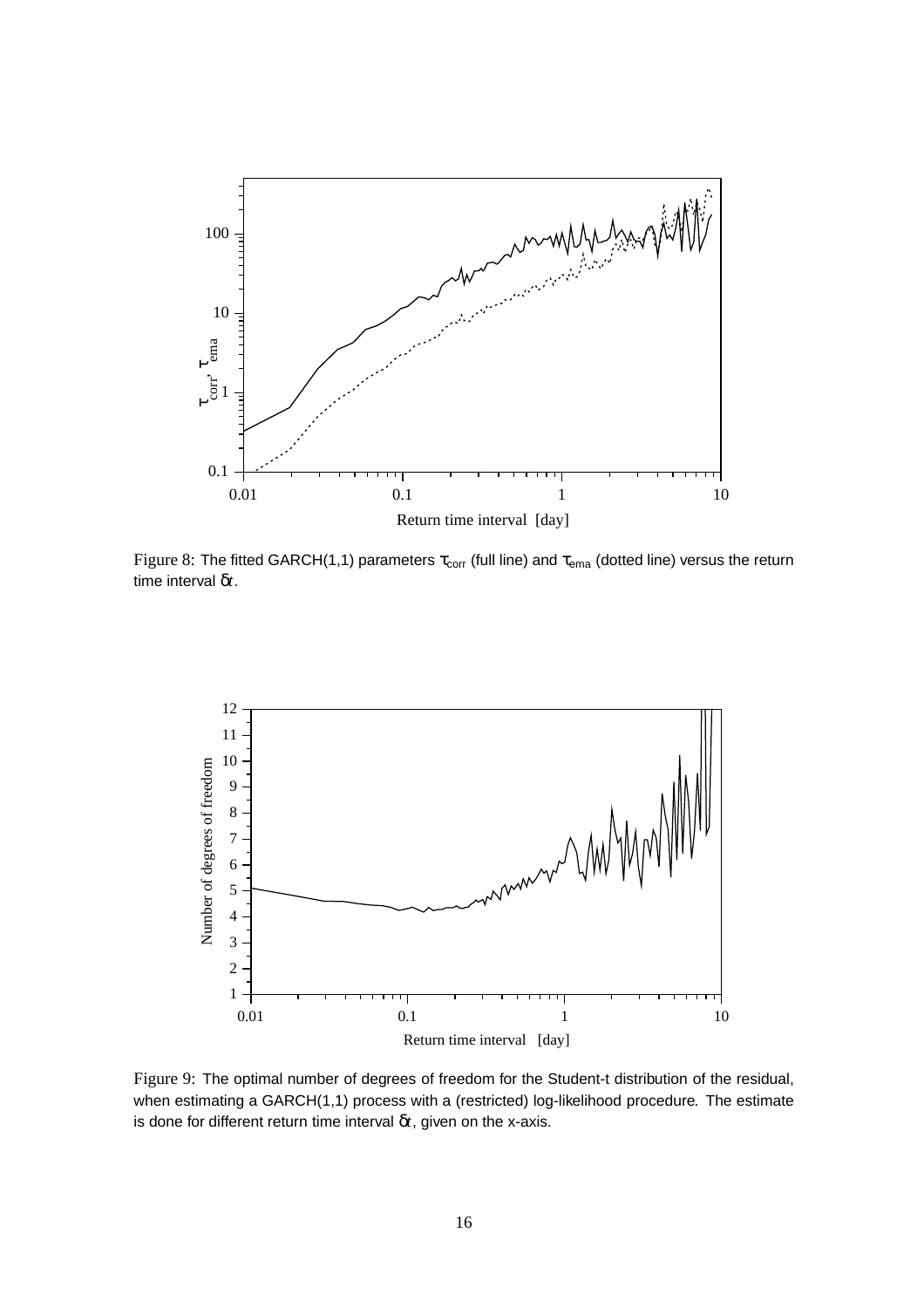Figure 8: The fitted GARCH(1,1) parameters $\tau_{corr}$ (full line) and $\tau_{ema}$ (dotted line) versus the return time interval $\delta t$.

Figure 9: The optimal number of degrees of freedom for the Student-t distribution of the residual, when estimating a GARCH(1,1) process with a (restricted) log-likelihood procedure. The estimate is done for different return time interval $\delta t$, given on the x-axis.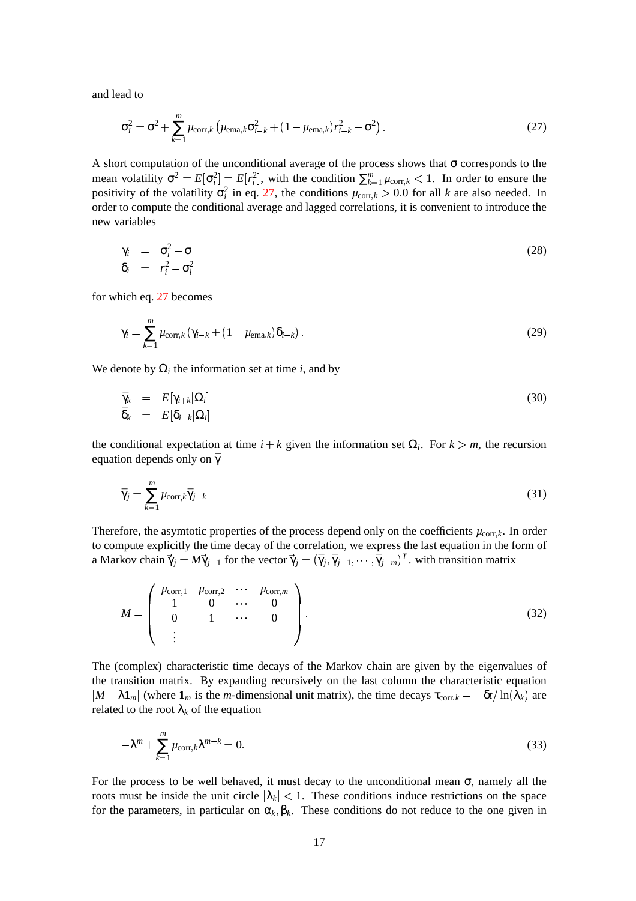and lead to

$$\sigma_i^2 = \sigma^2 + \sum_{k=1}^{m} \mu_{\text{corr},k} \left( \mu_{\text{ema},k} \sigma_{i-k}^2 + (1 - \mu_{\text{ema},k}) r_{i-k}^2 - \sigma^2 \right). \tag{27}$$

A short computation of the unconditional average of the process shows that $\sigma$ corresponds to the mean volatility $\sigma^2 = E[\sigma_i^2] = E[r_i^2]$, with the condition $\sum_{k=1}^{m} \mu_{\text{corr},k} < 1$. In order to ensure the positivity of the volatility $\sigma_i^2$ in eq. 27, the conditions $\mu_{\text{corr},k} > 0.0$ for all $k$ are also needed. In order to compute the conditional average and lagged correlations, it is convenient to introduce the new variables

$$\begin{aligned} \gamma_i &= \sigma_i^2 - \sigma \\ \delta_i &= r_i^2 - \sigma_i^2 \end{aligned} \tag{28}$$

for which eq. 27 becomes

$$\gamma_i = \sum_{k=1}^{m} \mu_{\text{corr},k} \left( \gamma_{i-k} + (1 - \mu_{\text{ema},k}) \delta_{i-k} \right). \tag{29}$$

We denote by $\Omega_i$ the information set at time $i$, and by

$$\begin{aligned} \bar{\gamma}_k &= E[\gamma_{i+k} | \Omega_i] \\ \bar{\delta}_k &= E[\delta_{i+k} | \Omega_i] \end{aligned} \tag{30}$$

the conditional expectation at time $i+k$ given the information set $\Omega_i$. For $k > m$, the recursion equation depends only on $\bar{\gamma}$

$$\bar{\gamma}_j = \sum_{k=1}^{m} \mu_{\text{corr},k} \bar{\gamma}_{j-k} \tag{31}$$

Therefore, the asymtotic properties of the process depend only on the coefficients $\mu_{\text{corr},k}$. In order to compute explicitly the time decay of the correlation, we express the last equation in the form of a Markov chain $\vec{\gamma}_j = M \vec{\gamma}_{j-1}$ for the vector $\vec{\gamma}_j = (\bar{\gamma}_j, \bar{\gamma}_{j-1}, \cdots, \bar{\gamma}_{j-m})^T$. with transition matrix

$$M = \begin{pmatrix} \mu_{\text{corr},1} & \mu_{\text{corr},2} & \cdots & \mu_{\text{corr},m} \\ 1 & 0 & \cdots & 0 \\ 0 & 1 & \cdots & 0 \\ \vdots & & & \end{pmatrix}. \tag{32}$$

The (complex) characteristic time decays of the Markov chain are given by the eigenvalues of the transition matrix. By expanding recursively on the last column the characteristic equation $|M - \lambda \mathbf{1}_m|$ (where $\mathbf{1}_m$ is the $m$-dimensional unit matrix), the time decays $\tau_{\text{corr},k} = -\delta t / \ln(\lambda_k)$ are related to the root $\lambda_k$ of the equation

$$-\lambda^m + \sum_{k=1}^{m} \mu_{\text{corr},k} \lambda^{m-k} = 0. \tag{33}$$

For the process to be well behaved, it must decay to the unconditional mean $\sigma$, namely all the roots must be inside the unit circle $|\lambda_k| < 1$. These conditions induce restrictions on the space for the parameters, in particular on $\alpha_k, \beta_k$. These conditions do not reduce to the one given in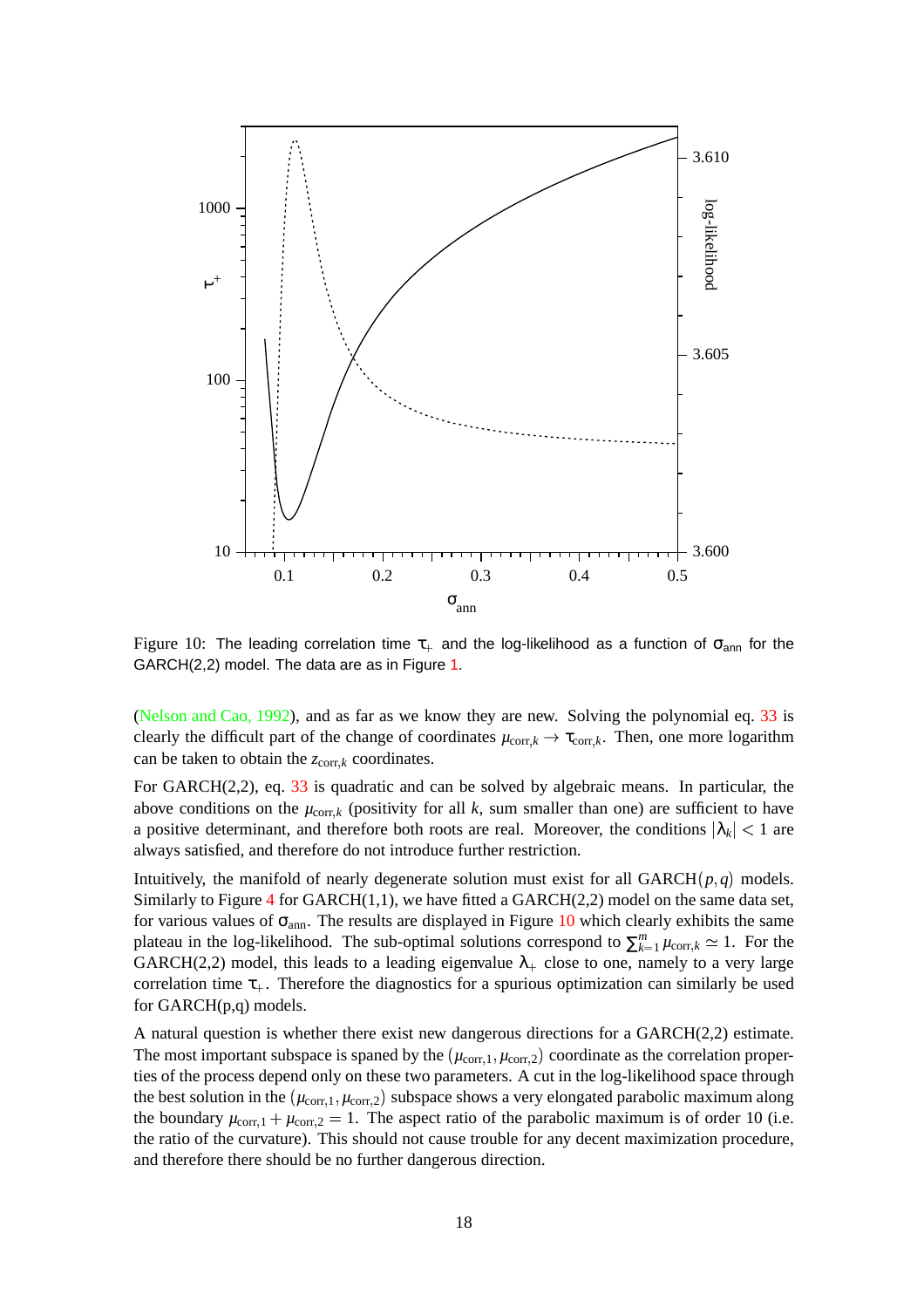Figure 10: The leading correlation time $\tau_+$ and the log-likelihood as a function of $\sigma_{\text{ann}}$ for the GARCH(2,2) model. The data are as in Figure 1.

(Nelson and Cao, 1992), and as far as we know they are new. Solving the polynomial eq. 33 is clearly the difficult part of the change of coordinates $\mu_{\text{corr},k} \to \tau_{\text{corr},k}$. Then, one more logarithm can be taken to obtain the $z_{\text{corr},k}$ coordinates.

For GARCH(2,2), eq. 33 is quadratic and can be solved by algebraic means. In particular, the above conditions on the $\mu_{\text{corr},k}$ (positivity for all $k$, sum smaller than one) are sufficient to have a positive determinant, and therefore both roots are real. Moreover, the conditions $|\lambda_k| < 1$ are always satisfied, and therefore do not introduce further restriction.

Intuitively, the manifold of nearly degenerate solution must exist for all GARCH$(p,q)$ models. Similarly to Figure 4 for GARCH(1,1), we have fitted a GARCH(2,2) model on the same data set, for various values of $\sigma_{\text{ann}}$. The results are displayed in Figure 10 which clearly exhibits the same plateau in the log-likelihood. The sub-optimal solutions correspond to $\sum_{k=1}^{m} \mu_{\text{corr},k} \simeq 1$. For the GARCH(2,2) model, this leads to a leading eigenvalue $\lambda_+$ close to one, namely to a very large correlation time $\tau_+$. Therefore the diagnostics for a spurious optimization can similarly be used for GARCH(p,q) models.

A natural question is whether there exist new dangerous directions for a GARCH(2,2) estimate. The most important subspace is spaned by the $(\mu_{\text{corr},1}, \mu_{\text{corr},2})$ coordinate as the correlation properties of the process depend only on these two parameters. A cut in the log-likelihood space through the best solution in the $(\mu_{\text{corr},1}, \mu_{\text{corr},2})$ subspace shows a very elongated parabolic maximum along the boundary $\mu_{\text{corr},1} + \mu_{\text{corr},2} = 1$. The aspect ratio of the parabolic maximum is of order 10 (i.e. the ratio of the curvature). This should not cause trouble for any decent maximization procedure, and therefore there should be no further dangerous direction.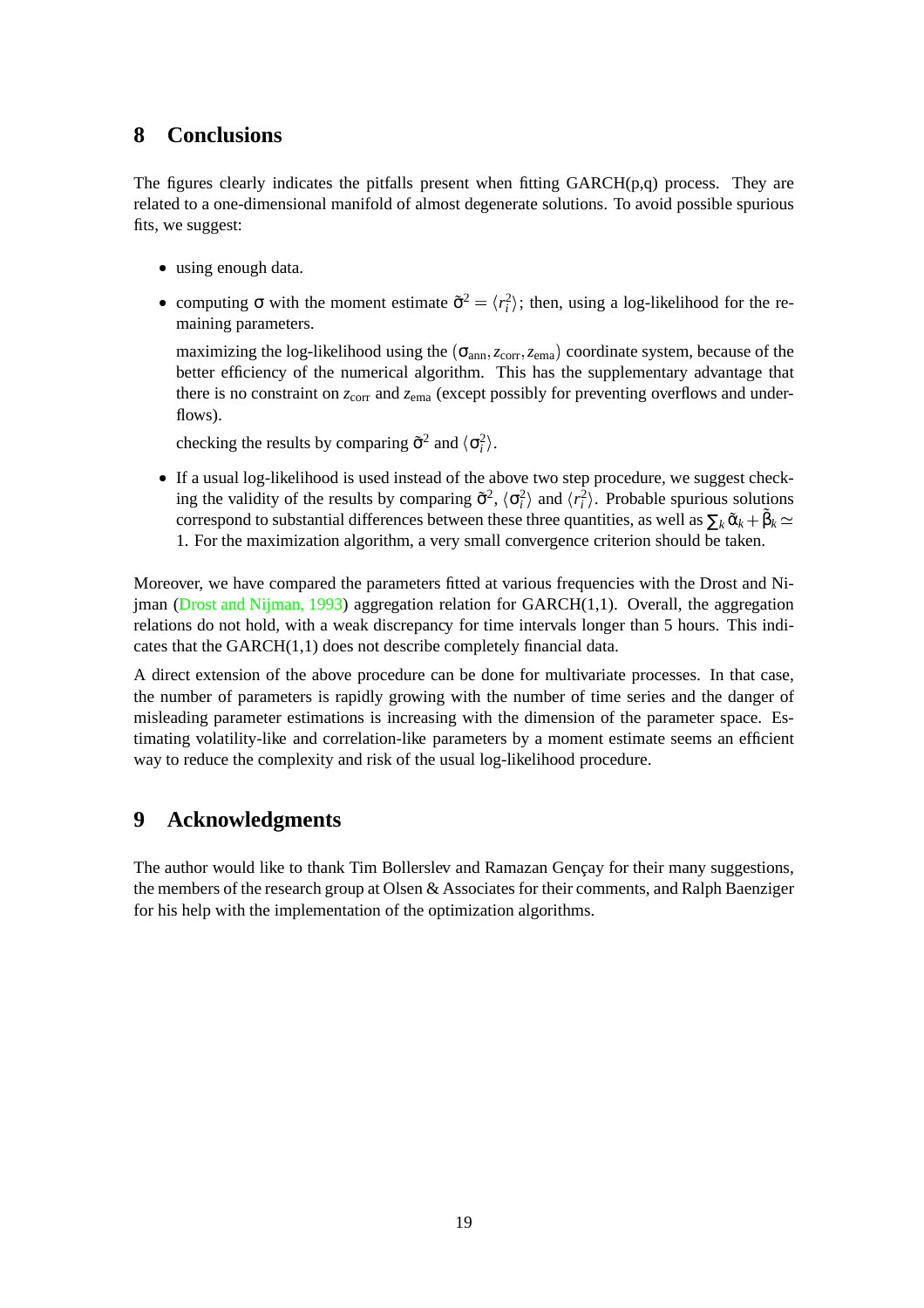## 8 Conclusions

The figures clearly indicates the pitfalls present when fitting GARCH(p,q) process. They are related to a one-dimensional manifold of almost degenerate solutions. To avoid possible spurious fits, we suggest:

- using enough data.
- computing $\sigma$ with the moment estimate $\tilde{\sigma}^2 = \langle r_i^2 \rangle$; then, using a log-likelihood for the remaining parameters.

  maximizing the log-likelihood using the $(\sigma_{\text{ann}}, z_{\text{corr}}, z_{\text{ema}})$ coordinate system, because of the better efficiency of the numerical algorithm. This has the supplementary advantage that there is no constraint on $z_{\text{corr}}$ and $z_{\text{ema}}$ (except possibly for preventing overflows and underflows).

  checking the results by comparing $\tilde{\sigma}^2$ and $\langle \sigma_i^2 \rangle$.
- If a usual log-likelihood is used instead of the above two step procedure, we suggest checking the validity of the results by comparing $\tilde{\sigma}^2$, $\langle \sigma_i^2 \rangle$ and $\langle r_i^2 \rangle$. Probable spurious solutions correspond to substantial differences between these three quantities, as well as $\sum_k \tilde{\alpha}_k + \tilde{\beta}_k \simeq 1$. For the maximization algorithm, a very small convergence criterion should be taken.

Moreover, we have compared the parameters fitted at various frequencies with the Drost and Nijman (Drost and Nijman, 1993) aggregation relation for GARCH(1,1). Overall, the aggregation relations do not hold, with a weak discrepancy for time intervals longer than 5 hours. This indicates that the GARCH(1,1) does not describe completely financial data.

A direct extension of the above procedure can be done for multivariate processes. In that case, the number of parameters is rapidly growing with the number of time series and the danger of misleading parameter estimations is increasing with the dimension of the parameter space. Estimating volatility-like and correlation-like parameters by a moment estimate seems an efficient way to reduce the complexity and risk of the usual log-likelihood procedure.

## 9 Acknowledgments

The author would like to thank Tim Bollerslev and Ramazan Gençay for their many suggestions, the members of the research group at Olsen & Associates for their comments, and Ralph Baenziger for his help with the implementation of the optimization algorithms.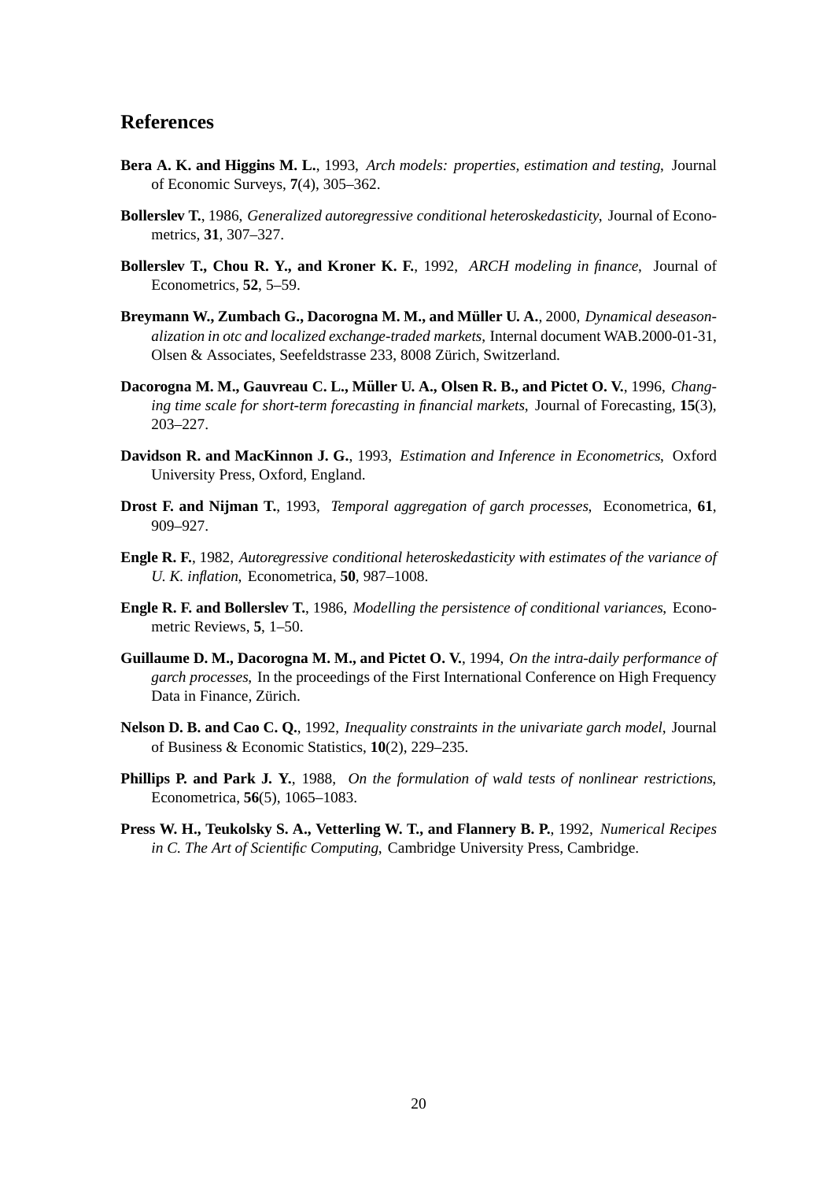## References

**Bera A. K. and Higgins M. L.**, 1993, *Arch models: properties, estimation and testing*, Journal of Economic Surveys, **7**(4), 305–362.

**Bollerslev T.**, 1986, *Generalized autoregressive conditional heteroskedasticity*, Journal of Econometrics, **31**, 307–327.

**Bollerslev T., Chou R. Y., and Kroner K. F.**, 1992, *ARCH modeling in finance*, Journal of Econometrics, **52**, 5–59.

**Breymann W., Zumbach G., Dacorogna M. M., and Müller U. A.**, 2000, *Dynamical deseasonalization in otc and localized exchange-traded markets*, Internal document WAB.2000-01-31, Olsen & Associates, Seefeldstrasse 233, 8008 Zürich, Switzerland.

**Dacorogna M. M., Gauvreau C. L., Müller U. A., Olsen R. B., and Pictet O. V.**, 1996, *Changing time scale for short-term forecasting in financial markets*, Journal of Forecasting, **15**(3), 203–227.

**Davidson R. and MacKinnon J. G.**, 1993, *Estimation and Inference in Econometrics*, Oxford University Press, Oxford, England.

**Drost F. and Nijman T.**, 1993, *Temporal aggregation of garch processes*, Econometrica, **61**, 909–927.

**Engle R. F.**, 1982, *Autoregressive conditional heteroskedasticity with estimates of the variance of U. K. inflation*, Econometrica, **50**, 987–1008.

**Engle R. F. and Bollerslev T.**, 1986, *Modelling the persistence of conditional variances*, Econometric Reviews, **5**, 1–50.

**Guillaume D. M., Dacorogna M. M., and Pictet O. V.**, 1994, *On the intra-daily performance of garch processes*, In the proceedings of the First International Conference on High Frequency Data in Finance, Zürich.

**Nelson D. B. and Cao C. Q.**, 1992, *Inequality constraints in the univariate garch model*, Journal of Business & Economic Statistics, **10**(2), 229–235.

**Phillips P. and Park J. Y.**, 1988, *On the formulation of wald tests of nonlinear restrictions*, Econometrica, **56**(5), 1065–1083.

**Press W. H., Teukolsky S. A., Vetterling W. T., and Flannery B. P.**, 1992, *Numerical Recipes in C. The Art of Scientific Computing*, Cambridge University Press, Cambridge.